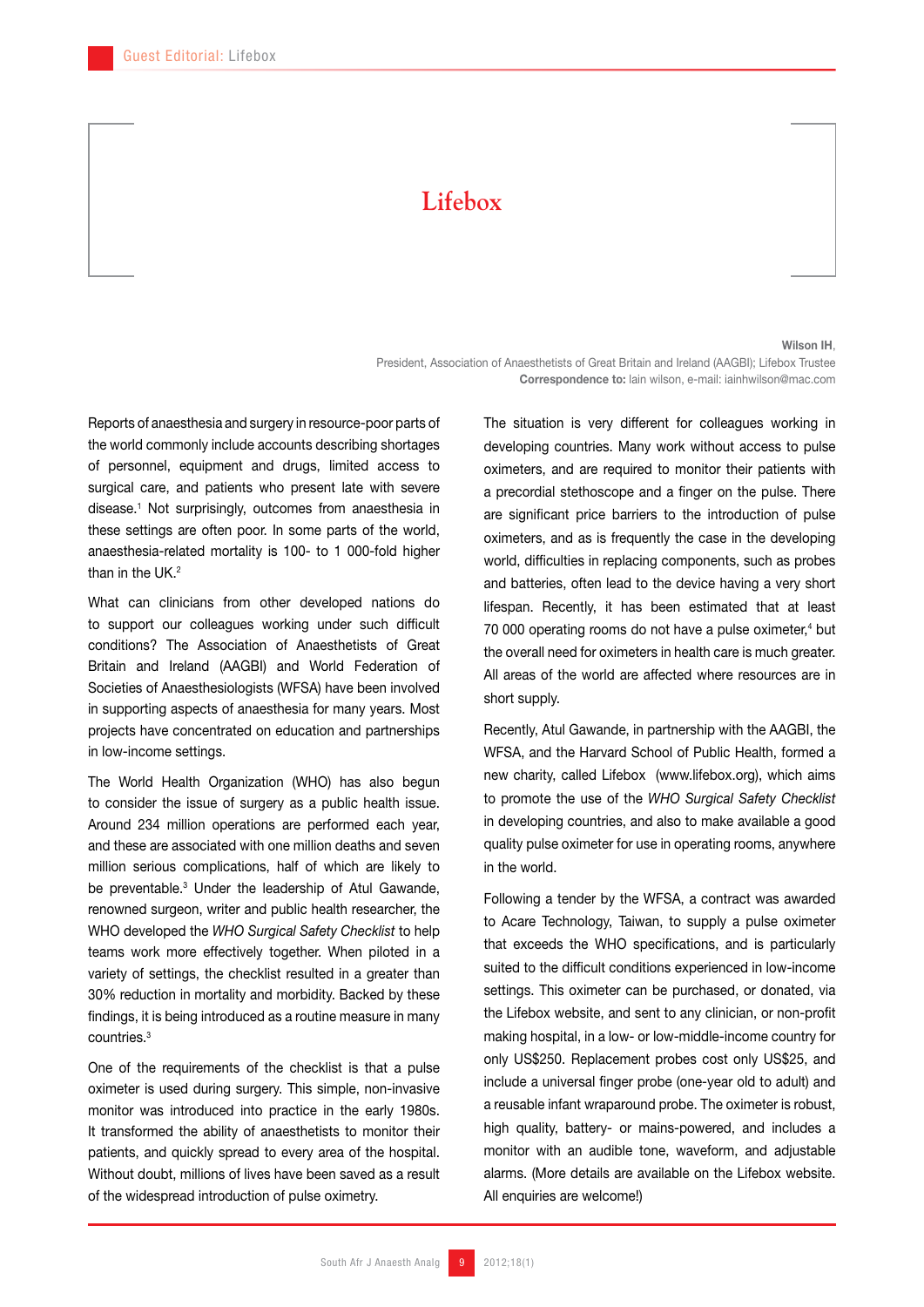# Lifebox

**Wilson IH**,
President, Association of Anaesthetists of Great Britain and Ireland (AAGBI); Lifebox Trustee
**Correspondence to:** Iain wilson, e-mail: iainhwilson@mac.com

Reports of anaesthesia and surgery in resource-poor parts of the world commonly include accounts describing shortages of personnel, equipment and drugs, limited access to surgical care, and patients who present late with severe disease.[1] Not surprisingly, outcomes from anaesthesia in these settings are often poor. In some parts of the world, anaesthesia-related mortality is 100- to 1 000-fold higher than in the UK.[2]

What can clinicians from other developed nations do to support our colleagues working under such difficult conditions? The Association of Anaesthetists of Great Britain and Ireland (AAGBI) and World Federation of Societies of Anaesthesiologists (WFSA) have been involved in supporting aspects of anaesthesia for many years. Most projects have concentrated on education and partnerships in low-income settings.

The World Health Organization (WHO) has also begun to consider the issue of surgery as a public health issue. Around 234 million operations are performed each year, and these are associated with one million deaths and seven million serious complications, half of which are likely to be preventable.[3] Under the leadership of Atul Gawande, renowned surgeon, writer and public health researcher, the WHO developed the *WHO Surgical Safety Checklist* to help teams work more effectively together. When piloted in a variety of settings, the checklist resulted in a greater than 30% reduction in mortality and morbidity. Backed by these findings, it is being introduced as a routine measure in many countries.[3]

One of the requirements of the checklist is that a pulse oximeter is used during surgery. This simple, non-invasive monitor was introduced into practice in the early 1980s. It transformed the ability of anaesthetists to monitor their patients, and quickly spread to every area of the hospital. Without doubt, millions of lives have been saved as a result of the widespread introduction of pulse oximetry.

The situation is very different for colleagues working in developing countries. Many work without access to pulse oximeters, and are required to monitor their patients with a precordial stethoscope and a finger on the pulse. There are significant price barriers to the introduction of pulse oximeters, and as is frequently the case in the developing world, difficulties in replacing components, such as probes and batteries, often lead to the device having a very short lifespan. Recently, it has been estimated that at least 70 000 operating rooms do not have a pulse oximeter,[4] but the overall need for oximeters in health care is much greater. All areas of the world are affected where resources are in short supply.

Recently, Atul Gawande, in partnership with the AAGBI, the WFSA, and the Harvard School of Public Health, formed a new charity, called Lifebox (www.lifebox.org), which aims to promote the use of the *WHO Surgical Safety Checklist* in developing countries, and also to make available a good quality pulse oximeter for use in operating rooms, anywhere in the world.

Following a tender by the WFSA, a contract was awarded to Acare Technology, Taiwan, to supply a pulse oximeter that exceeds the WHO specifications, and is particularly suited to the difficult conditions experienced in low-income settings. This oximeter can be purchased, or donated, via the Lifebox website, and sent to any clinician, or non-profit making hospital, in a low- or low-middle-income country for only US$250. Replacement probes cost only US$25, and include a universal finger probe (one-year old to adult) and a reusable infant wraparound probe. The oximeter is robust, high quality, battery- or mains-powered, and includes a monitor with an audible tone, waveform, and adjustable alarms. (More details are available on the Lifebox website. All enquiries are welcome!)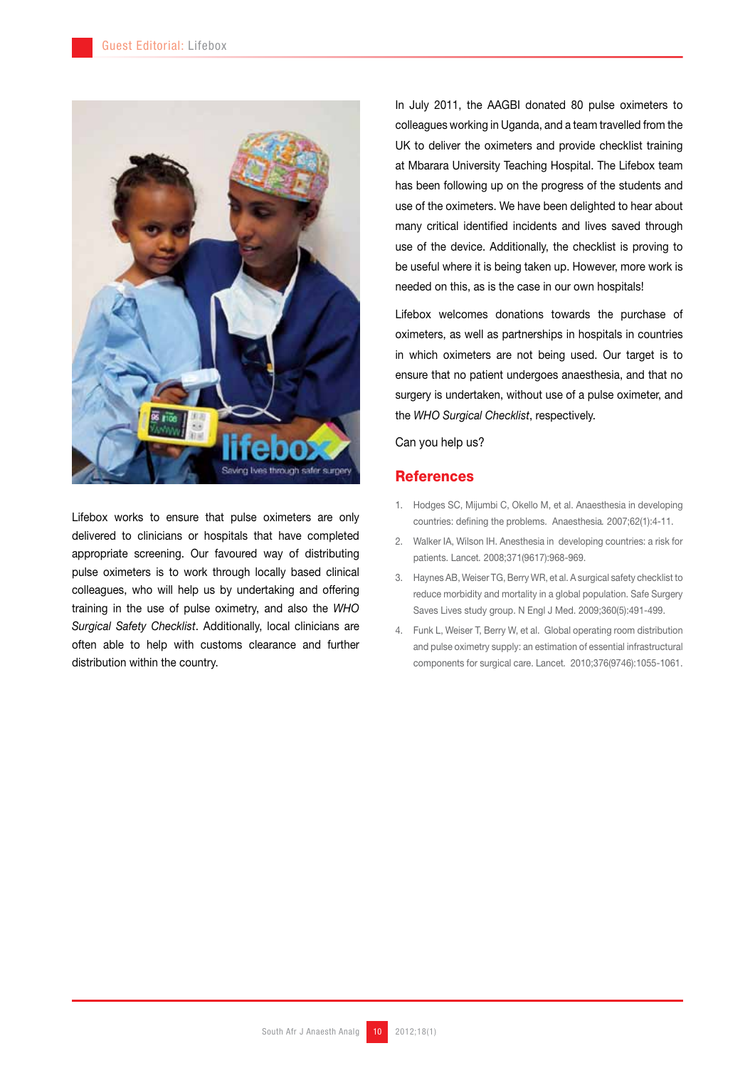Lifebox works to ensure that pulse oximeters are only delivered to clinicians or hospitals that have completed appropriate screening. Our favoured way of distributing pulse oximeters is to work through locally based clinical colleagues, who will help us by undertaking and offering training in the use of pulse oximetry, and also the *WHO Surgical Safety Checklist*. Additionally, local clinicians are often able to help with customs clearance and further distribution within the country.

In July 2011, the AAGBI donated 80 pulse oximeters to colleagues working in Uganda, and a team travelled from the UK to deliver the oximeters and provide checklist training at Mbarara University Teaching Hospital. The Lifebox team has been following up on the progress of the students and use of the oximeters. We have been delighted to hear about many critical identified incidents and lives saved through use of the device. Additionally, the checklist is proving to be useful where it is being taken up. However, more work is needed on this, as is the case in our own hospitals!

Lifebox welcomes donations towards the purchase of oximeters, as well as partnerships in hospitals in countries in which oximeters are not being used. Our target is to ensure that no patient undergoes anaesthesia, and that no surgery is undertaken, without use of a pulse oximeter, and the *WHO Surgical Checklist*, respectively.

Can you help us?

## References

1. Hodges SC, Mijumbi C, Okello M, et al. Anaesthesia in developing countries: defining the problems. Anaesthesia. 2007;62(1):4-11.
2. Walker IA, Wilson IH. Anesthesia in developing countries: a risk for patients. Lancet. 2008;371(9617):968-969.
3. Haynes AB, Weiser TG, Berry WR, et al. A surgical safety checklist to reduce morbidity and mortality in a global population. Safe Surgery Saves Lives study group. N Engl J Med. 2009;360(5):491-499.
4. Funk L, Weiser T, Berry W, et al. Global operating room distribution and pulse oximetry supply: an estimation of essential infrastructural components for surgical care. Lancet. 2010;376(9746):1055-1061.